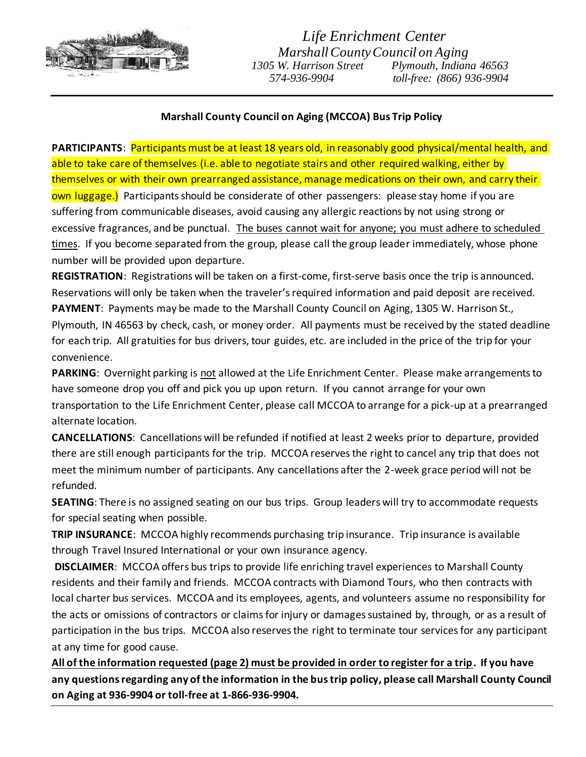*Life Enrichment Center*
*Marshall County Council on Aging*
*1305 W. Harrison Street* *Plymouth, Indiana 46563*
*574-936-9904* *toll-free: (866) 936-9904*

---

**Marshall County Council on Aging (MCCOA) Bus Trip Policy**

**PARTICIPANTS**: Participants must be at least 18 years old, in reasonably good physical/mental health, and able to take care of themselves (i.e. able to negotiate stairs and other required walking, either by themselves or with their own prearranged assistance, manage medications on their own, and carry their own luggage.) Participants should be considerate of other passengers: please stay home if you are suffering from communicable diseases, avoid causing any allergic reactions by not using strong or excessive fragrances, and be punctual. The buses cannot wait for anyone; you must adhere to scheduled times. If you become separated from the group, please call the group leader immediately, whose phone number will be provided upon departure.

**REGISTRATION**: Registrations will be taken on a first-come, first-serve basis once the trip is announced. Reservations will only be taken when the traveler's required information and paid deposit are received.

**PAYMENT**: Payments may be made to the Marshall County Council on Aging, 1305 W. Harrison St., Plymouth, IN 46563 by check, cash, or money order. All payments must be received by the stated deadline for each trip. All gratuities for bus drivers, tour guides, etc. are included in the price of the trip for your convenience.

**PARKING**: Overnight parking is not allowed at the Life Enrichment Center. Please make arrangements to have someone drop you off and pick you up upon return. If you cannot arrange for your own transportation to the Life Enrichment Center, please call MCCOA to arrange for a pick-up at a prearranged alternate location.

**CANCELLATIONS**: Cancellations will be refunded if notified at least 2 weeks prior to departure, provided there are still enough participants for the trip. MCCOA reserves the right to cancel any trip that does not meet the minimum number of participants. Any cancellations after the 2-week grace period will not be refunded.

**SEATING**: There is no assigned seating on our bus trips. Group leaders will try to accommodate requests for special seating when possible.

**TRIP INSURANCE**: MCCOA highly recommends purchasing trip insurance. Trip insurance is available through Travel Insured International or your own insurance agency.

**DISCLAIMER**: MCCOA offers bus trips to provide life enriching travel experiences to Marshall County residents and their family and friends. MCCOA contracts with Diamond Tours, who then contracts with local charter bus services. MCCOA and its employees, agents, and volunteers assume no responsibility for the acts or omissions of contractors or claims for injury or damages sustained by, through, or as a result of participation in the bus trips. MCCOA also reserves the right to terminate tour services for any participant at any time for good cause.

**All of the information requested (page 2) must be provided in order to register for a trip. If you have any questions regarding any of the information in the bus trip policy, please call Marshall County Council on Aging at 936-9904 or toll-free at 1-866-936-9904.**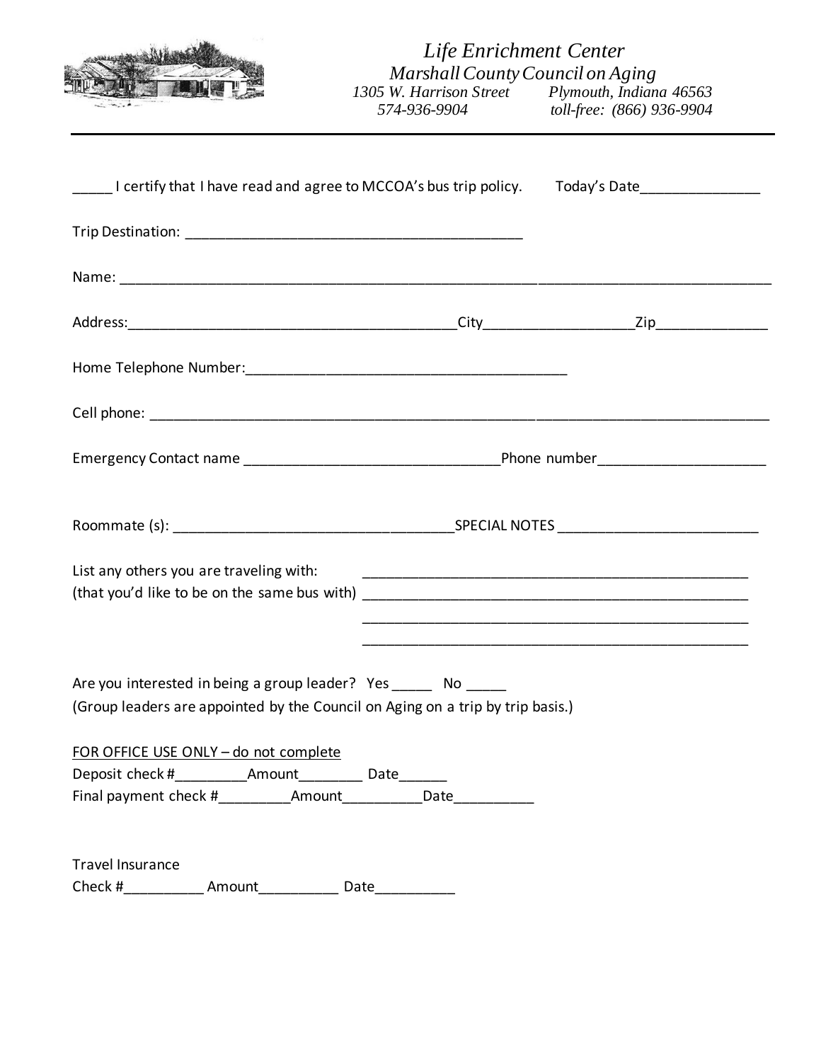*Life Enrichment Center*
*Marshall County Council on Aging*
*1305 W. Harrison Street Plymouth, Indiana 46563*
*574-936-9904 toll-free: (866) 936-9904*

---

_____ I certify that I have read and agree to MCCOA's bus trip policy. Today's Date_______________

Trip Destination: ___________________________________________

Name: ___________________________________________________________________________________

Address:__________________________________________City__________________Zip______________

Home Telephone Number:_________________________________________

Cell phone: _______________________________________________________________________________

Emergency Contact name _________________________________Phone number_____________________

Roommate (s): ____________________________________SPECIAL NOTES __________________________

List any others you are traveling with: ___________________________________________________
(that you'd like to be on the same bus with) ___________________________________________________
___________________________________________________
___________________________________________________

Are you interested in being a group leader? Yes _____ No _____
(Group leaders are appointed by the Council on Aging on a trip by trip basis.)

FOR OFFICE USE ONLY – do not complete
Deposit check #_________Amount________ Date______
Final payment check #_________Amount__________Date__________

Travel Insurance
Check #__________ Amount__________ Date__________